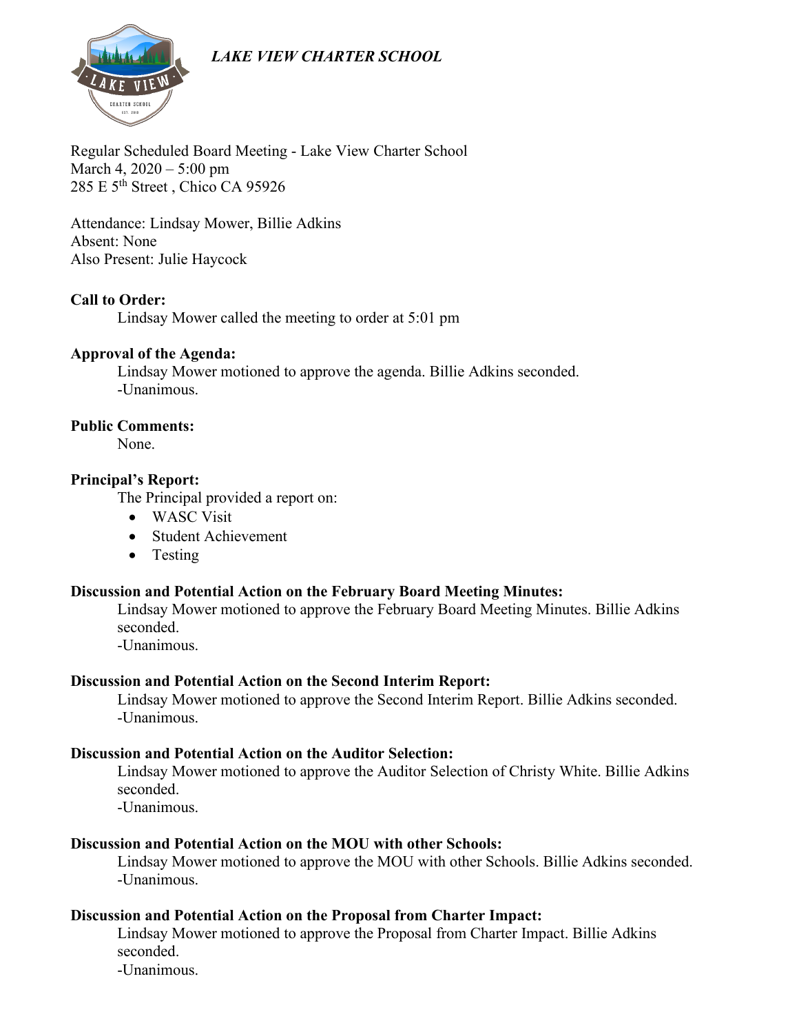*LAKE VIEW CHARTER SCHOOL*

Regular Scheduled Board Meeting - Lake View Charter School
March 4, 2020 – 5:00 pm
285 E 5th Street , Chico CA 95926

Attendance: Lindsay Mower, Billie Adkins
Absent: None
Also Present: Julie Haycock

**Call to Order:**

Lindsay Mower called the meeting to order at 5:01 pm

**Approval of the Agenda:**

Lindsay Mower motioned to approve the agenda. Billie Adkins seconded.
-Unanimous.

**Public Comments:**

None.

**Principal's Report:**

The Principal provided a report on:

- WASC Visit
- Student Achievement
- Testing

**Discussion and Potential Action on the February Board Meeting Minutes:**

Lindsay Mower motioned to approve the February Board Meeting Minutes. Billie Adkins seconded.
-Unanimous.

**Discussion and Potential Action on the Second Interim Report:**

Lindsay Mower motioned to approve the Second Interim Report. Billie Adkins seconded.
-Unanimous.

**Discussion and Potential Action on the Auditor Selection:**

Lindsay Mower motioned to approve the Auditor Selection of Christy White. Billie Adkins seconded.
-Unanimous.

**Discussion and Potential Action on the MOU with other Schools:**

Lindsay Mower motioned to approve the MOU with other Schools. Billie Adkins seconded.
-Unanimous.

**Discussion and Potential Action on the Proposal from Charter Impact:**

Lindsay Mower motioned to approve the Proposal from Charter Impact. Billie Adkins seconded.
-Unanimous.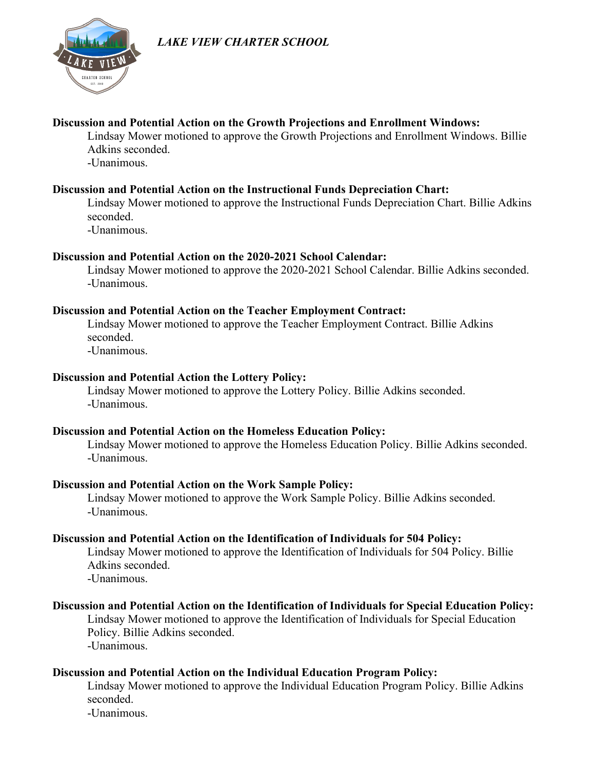**Discussion and Potential Action on the Growth Projections and Enrollment Windows:**

Lindsay Mower motioned to approve the Growth Projections and Enrollment Windows. Billie Adkins seconded.

-Unanimous.

**Discussion and Potential Action on the Instructional Funds Depreciation Chart:**

Lindsay Mower motioned to approve the Instructional Funds Depreciation Chart. Billie Adkins seconded.

-Unanimous.

**Discussion and Potential Action on the 2020-2021 School Calendar:**

Lindsay Mower motioned to approve the 2020-2021 School Calendar. Billie Adkins seconded.

-Unanimous.

**Discussion and Potential Action on the Teacher Employment Contract:**

Lindsay Mower motioned to approve the Teacher Employment Contract. Billie Adkins seconded.

-Unanimous.

**Discussion and Potential Action the Lottery Policy:**

Lindsay Mower motioned to approve the Lottery Policy. Billie Adkins seconded.

-Unanimous.

**Discussion and Potential Action on the Homeless Education Policy:**

Lindsay Mower motioned to approve the Homeless Education Policy. Billie Adkins seconded.

-Unanimous.

**Discussion and Potential Action on the Work Sample Policy:**

Lindsay Mower motioned to approve the Work Sample Policy. Billie Adkins seconded.

-Unanimous.

**Discussion and Potential Action on the Identification of Individuals for 504 Policy:**

Lindsay Mower motioned to approve the Identification of Individuals for 504 Policy. Billie Adkins seconded.

-Unanimous.

**Discussion and Potential Action on the Identification of Individuals for Special Education Policy:**

Lindsay Mower motioned to approve the Identification of Individuals for Special Education Policy. Billie Adkins seconded.

-Unanimous.

**Discussion and Potential Action on the Individual Education Program Policy:**

Lindsay Mower motioned to approve the Individual Education Program Policy. Billie Adkins seconded.

-Unanimous.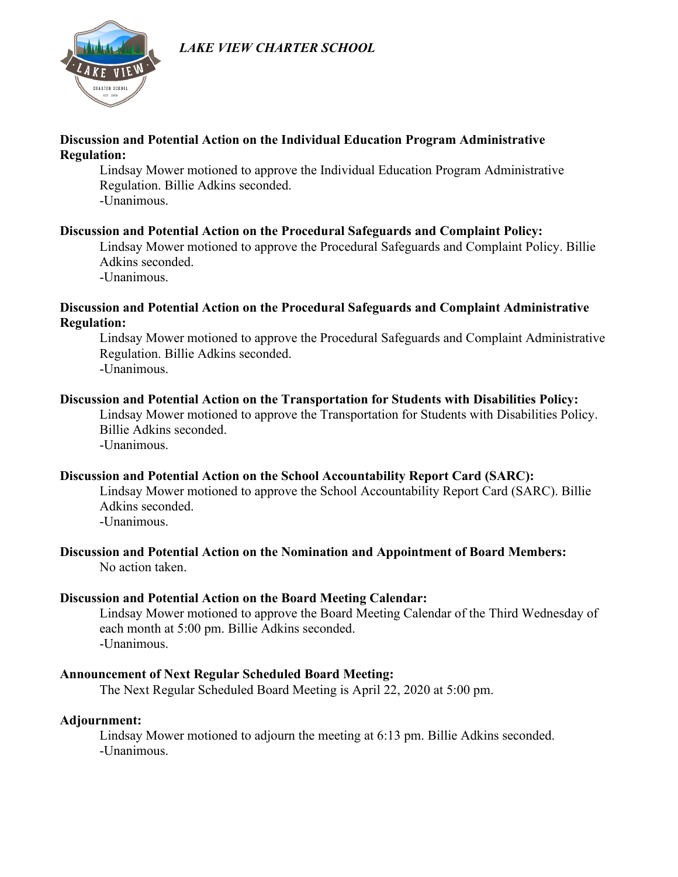*LAKE VIEW CHARTER SCHOOL*

**Discussion and Potential Action on the Individual Education Program Administrative Regulation:**

Lindsay Mower motioned to approve the Individual Education Program Administrative Regulation. Billie Adkins seconded.
-Unanimous.

**Discussion and Potential Action on the Procedural Safeguards and Complaint Policy:**

Lindsay Mower motioned to approve the Procedural Safeguards and Complaint Policy. Billie Adkins seconded.
-Unanimous.

**Discussion and Potential Action on the Procedural Safeguards and Complaint Administrative Regulation:**

Lindsay Mower motioned to approve the Procedural Safeguards and Complaint Administrative Regulation. Billie Adkins seconded.
-Unanimous.

**Discussion and Potential Action on the Transportation for Students with Disabilities Policy:**

Lindsay Mower motioned to approve the Transportation for Students with Disabilities Policy. Billie Adkins seconded.
-Unanimous.

**Discussion and Potential Action on the School Accountability Report Card (SARC):**

Lindsay Mower motioned to approve the School Accountability Report Card (SARC). Billie Adkins seconded.
-Unanimous.

**Discussion and Potential Action on the Nomination and Appointment of Board Members:**

No action taken.

**Discussion and Potential Action on the Board Meeting Calendar:**

Lindsay Mower motioned to approve the Board Meeting Calendar of the Third Wednesday of each month at 5:00 pm. Billie Adkins seconded.
-Unanimous.

**Announcement of Next Regular Scheduled Board Meeting:**

The Next Regular Scheduled Board Meeting is April 22, 2020 at 5:00 pm.

**Adjournment:**

Lindsay Mower motioned to adjourn the meeting at 6:13 pm. Billie Adkins seconded.
-Unanimous.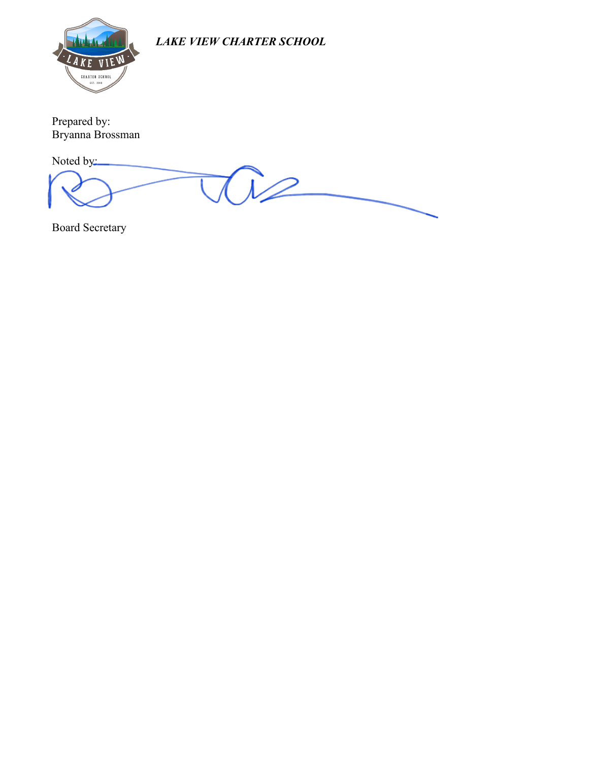*LAKE VIEW CHARTER SCHOOL*

Prepared by:
Bryanna Brossman

Noted by:

Board Secretary